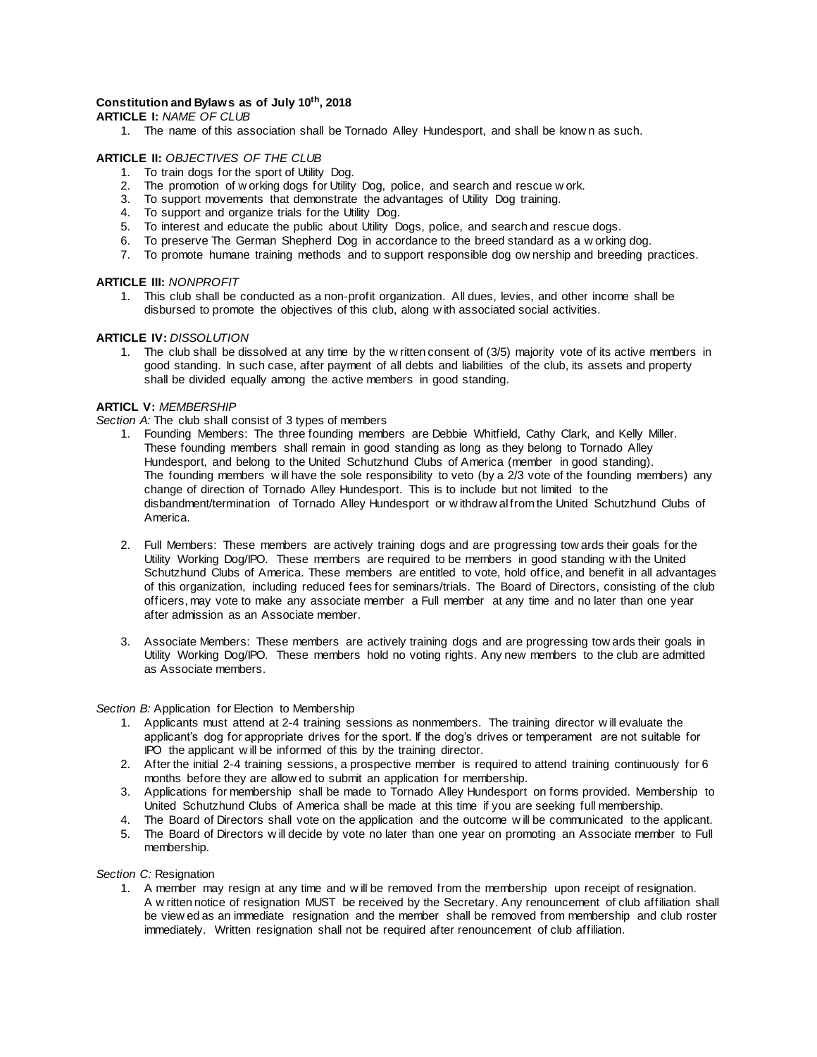**Constitution and Bylaws as of July 10th, 2018**

**ARTICLE I:** *NAME OF CLUB*

1. The name of this association shall be Tornado Alley Hundesport, and shall be known as such.

**ARTICLE II:** *OBJECTIVES OF THE CLUB*

1. To train dogs for the sport of Utility Dog.
2. The promotion of working dogs for Utility Dog, police, and search and rescue work.
3. To support movements that demonstrate the advantages of Utility Dog training.
4. To support and organize trials for the Utility Dog.
5. To interest and educate the public about Utility Dogs, police, and search and rescue dogs.
6. To preserve The German Shepherd Dog in accordance to the breed standard as a working dog.
7. To promote humane training methods and to support responsible dog ownership and breeding practices.

**ARTICLE III:** *NONPROFIT*

1. This club shall be conducted as a non-profit organization. All dues, levies, and other income shall be disbursed to promote the objectives of this club, along with associated social activities.

**ARTICLE IV:** *DISSOLUTION*

1. The club shall be dissolved at any time by the written consent of (3/5) majority vote of its active members in good standing. In such case, after payment of all debts and liabilities of the club, its assets and property shall be divided equally among the active members in good standing.

**ARTICL V:** *MEMBERSHIP*

*Section A:* The club shall consist of 3 types of members

1. Founding Members: The three founding members are Debbie Whitfield, Cathy Clark, and Kelly Miller. These founding members shall remain in good standing as long as they belong to Tornado Alley Hundesport, and belong to the United Schutzhund Clubs of America (member in good standing). The founding members will have the sole responsibility to veto (by a 2/3 vote of the founding members) any change of direction of Tornado Alley Hundesport. This is to include but not limited to the disbandment/termination of Tornado Alley Hundesport or withdrawal from the United Schutzhund Clubs of America.

2. Full Members: These members are actively training dogs and are progressing towards their goals for the Utility Working Dog/IPO. These members are required to be members in good standing with the United Schutzhund Clubs of America. These members are entitled to vote, hold office, and benefit in all advantages of this organization, including reduced fees for seminars/trials. The Board of Directors, consisting of the club officers, may vote to make any associate member a Full member at any time and no later than one year after admission as an Associate member.

3. Associate Members: These members are actively training dogs and are progressing towards their goals in Utility Working Dog/IPO. These members hold no voting rights. Any new members to the club are admitted as Associate members.

*Section B:* Application for Election to Membership

1. Applicants must attend at 2-4 training sessions as nonmembers. The training director will evaluate the applicant's dog for appropriate drives for the sport. If the dog's drives or temperament are not suitable for IPO the applicant will be informed of this by the training director.
2. After the initial 2-4 training sessions, a prospective member is required to attend training continuously for 6 months before they are allowed to submit an application for membership.
3. Applications for membership shall be made to Tornado Alley Hundesport on forms provided. Membership to United Schutzhund Clubs of America shall be made at this time if you are seeking full membership.
4. The Board of Directors shall vote on the application and the outcome will be communicated to the applicant.
5. The Board of Directors will decide by vote no later than one year on promoting an Associate member to Full membership.

*Section C:* Resignation

1. A member may resign at any time and will be removed from the membership upon receipt of resignation. A written notice of resignation MUST be received by the Secretary. Any renouncement of club affiliation shall be viewed as an immediate resignation and the member shall be removed from membership and club roster immediately. Written resignation shall not be required after renouncement of club affiliation.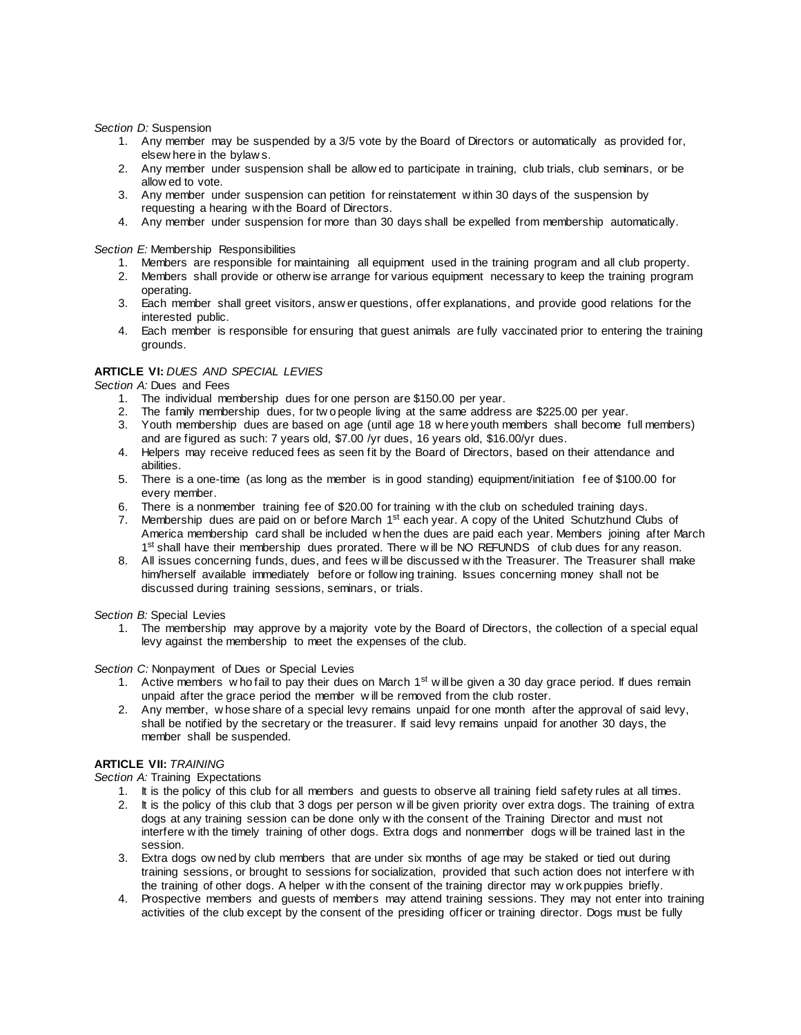*Section D:* Suspension

1. Any member may be suspended by a 3/5 vote by the Board of Directors or automatically as provided for, elsewhere in the bylaws.
2. Any member under suspension shall be allowed to participate in training, club trials, club seminars, or be allowed to vote.
3. Any member under suspension can petition for reinstatement within 30 days of the suspension by requesting a hearing with the Board of Directors.
4. Any member under suspension for more than 30 days shall be expelled from membership automatically.

*Section E:* Membership Responsibilities

1. Members are responsible for maintaining all equipment used in the training program and all club property.
2. Members shall provide or otherwise arrange for various equipment necessary to keep the training program operating.
3. Each member shall greet visitors, answer questions, offer explanations, and provide good relations for the interested public.
4. Each member is responsible for ensuring that guest animals are fully vaccinated prior to entering the training grounds.

**ARTICLE VI:** *DUES AND SPECIAL LEVIES*

*Section A:* Dues and Fees

1. The individual membership dues for one person are $150.00 per year.
2. The family membership dues, for two people living at the same address are $225.00 per year.
3. Youth membership dues are based on age (until age 18 where youth members shall become full members) and are figured as such: 7 years old, $7.00 /yr dues, 16 years old, $16.00/yr dues.
4. Helpers may receive reduced fees as seen fit by the Board of Directors, based on their attendance and abilities.
5. There is a one-time (as long as the member is in good standing) equipment/initiation fee of $100.00 for every member.
6. There is a nonmember training fee of $20.00 for training with the club on scheduled training days.
7. Membership dues are paid on or before March 1st each year. A copy of the United Schutzhund Clubs of America membership card shall be included when the dues are paid each year. Members joining after March 1st shall have their membership dues prorated. There will be NO REFUNDS of club dues for any reason.
8. All issues concerning funds, dues, and fees will be discussed with the Treasurer. The Treasurer shall make him/herself available immediately before or following training. Issues concerning money shall not be discussed during training sessions, seminars, or trials.

*Section B:* Special Levies

1. The membership may approve by a majority vote by the Board of Directors, the collection of a special equal levy against the membership to meet the expenses of the club.

*Section C:* Nonpayment of Dues or Special Levies

1. Active members who fail to pay their dues on March 1st will be given a 30 day grace period. If dues remain unpaid after the grace period the member will be removed from the club roster.
2. Any member, whose share of a special levy remains unpaid for one month after the approval of said levy, shall be notified by the secretary or the treasurer. If said levy remains unpaid for another 30 days, the member shall be suspended.

**ARTICLE VII:** *TRAINING*

*Section A:* Training Expectations

1. It is the policy of this club for all members and guests to observe all training field safety rules at all times.
2. It is the policy of this club that 3 dogs per person will be given priority over extra dogs. The training of extra dogs at any training session can be done only with the consent of the Training Director and must not interfere with the timely training of other dogs. Extra dogs and nonmember dogs will be trained last in the session.
3. Extra dogs owned by club members that are under six months of age may be staked or tied out during training sessions, or brought to sessions for socialization, provided that such action does not interfere with the training of other dogs. A helper with the consent of the training director may work puppies briefly.
4. Prospective members and guests of members may attend training sessions. They may not enter into training activities of the club except by the consent of the presiding officer or training director. Dogs must be fully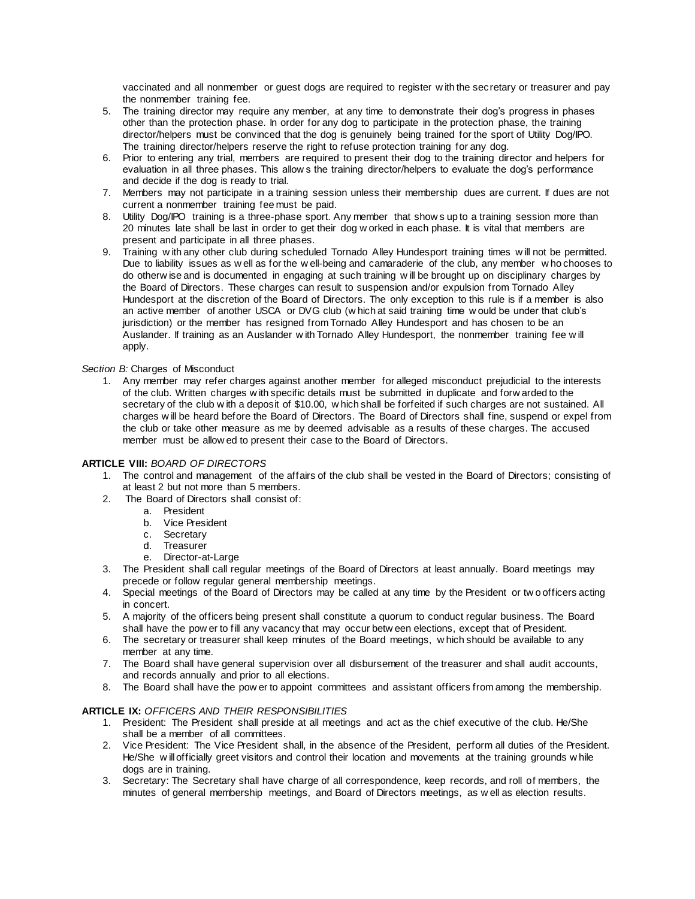vaccinated and all nonmember or guest dogs are required to register with the secretary or treasurer and pay the nonmember training fee.

5. The training director may require any member, at any time to demonstrate their dog's progress in phases other than the protection phase. In order for any dog to participate in the protection phase, the training director/helpers must be convinced that the dog is genuinely being trained for the sport of Utility Dog/IPO. The training director/helpers reserve the right to refuse protection training for any dog.
6. Prior to entering any trial, members are required to present their dog to the training director and helpers for evaluation in all three phases. This allows the training director/helpers to evaluate the dog's performance and decide if the dog is ready to trial.
7. Members may not participate in a training session unless their membership dues are current. If dues are not current a nonmember training fee must be paid.
8. Utility Dog/IPO training is a three-phase sport. Any member that shows up to a training session more than 20 minutes late shall be last in order to get their dog worked in each phase. It is vital that members are present and participate in all three phases.
9. Training with any other club during scheduled Tornado Alley Hundesport training times will not be permitted. Due to liability issues as well as for the well-being and camaraderie of the club, any member who chooses to do otherwise and is documented in engaging at such training will be brought up on disciplinary charges by the Board of Directors. These charges can result to suspension and/or expulsion from Tornado Alley Hundesport at the discretion of the Board of Directors. The only exception to this rule is if a member is also an active member of another USCA or DVG club (which at said training time would be under that club's jurisdiction) or the member has resigned from Tornado Alley Hundesport and has chosen to be an Auslander. If training as an Auslander with Tornado Alley Hundesport, the nonmember training fee will apply.

*Section B:* Charges of Misconduct

1. Any member may refer charges against another member for alleged misconduct prejudicial to the interests of the club. Written charges with specific details must be submitted in duplicate and forwarded to the secretary of the club with a deposit of $10.00, which shall be forfeited if such charges are not sustained. All charges will be heard before the Board of Directors. The Board of Directors shall fine, suspend or expel from the club or take other measure as me by deemed advisable as a results of these charges. The accused member must be allowed to present their case to the Board of Directors.

**ARTICLE VIII:** *BOARD OF DIRECTORS*

1. The control and management of the affairs of the club shall be vested in the Board of Directors; consisting of at least 2 but not more than 5 members.
2. The Board of Directors shall consist of:
   a. President
   b. Vice President
   c. Secretary
   d. Treasurer
   e. Director-at-Large
3. The President shall call regular meetings of the Board of Directors at least annually. Board meetings may precede or follow regular general membership meetings.
4. Special meetings of the Board of Directors may be called at any time by the President or two officers acting in concert.
5. A majority of the officers being present shall constitute a quorum to conduct regular business. The Board shall have the power to fill any vacancy that may occur between elections, except that of President.
6. The secretary or treasurer shall keep minutes of the Board meetings, which should be available to any member at any time.
7. The Board shall have general supervision over all disbursement of the treasurer and shall audit accounts, and records annually and prior to all elections.
8. The Board shall have the power to appoint committees and assistant officers from among the membership.

**ARTICLE IX:** *OFFICERS AND THEIR RESPONSIBILITIES*

1. President: The President shall preside at all meetings and act as the chief executive of the club. He/She shall be a member of all committees.
2. Vice President: The Vice President shall, in the absence of the President, perform all duties of the President. He/She will officially greet visitors and control their location and movements at the training grounds while dogs are in training.
3. Secretary: The Secretary shall have charge of all correspondence, keep records, and roll of members, the minutes of general membership meetings, and Board of Directors meetings, as well as election results.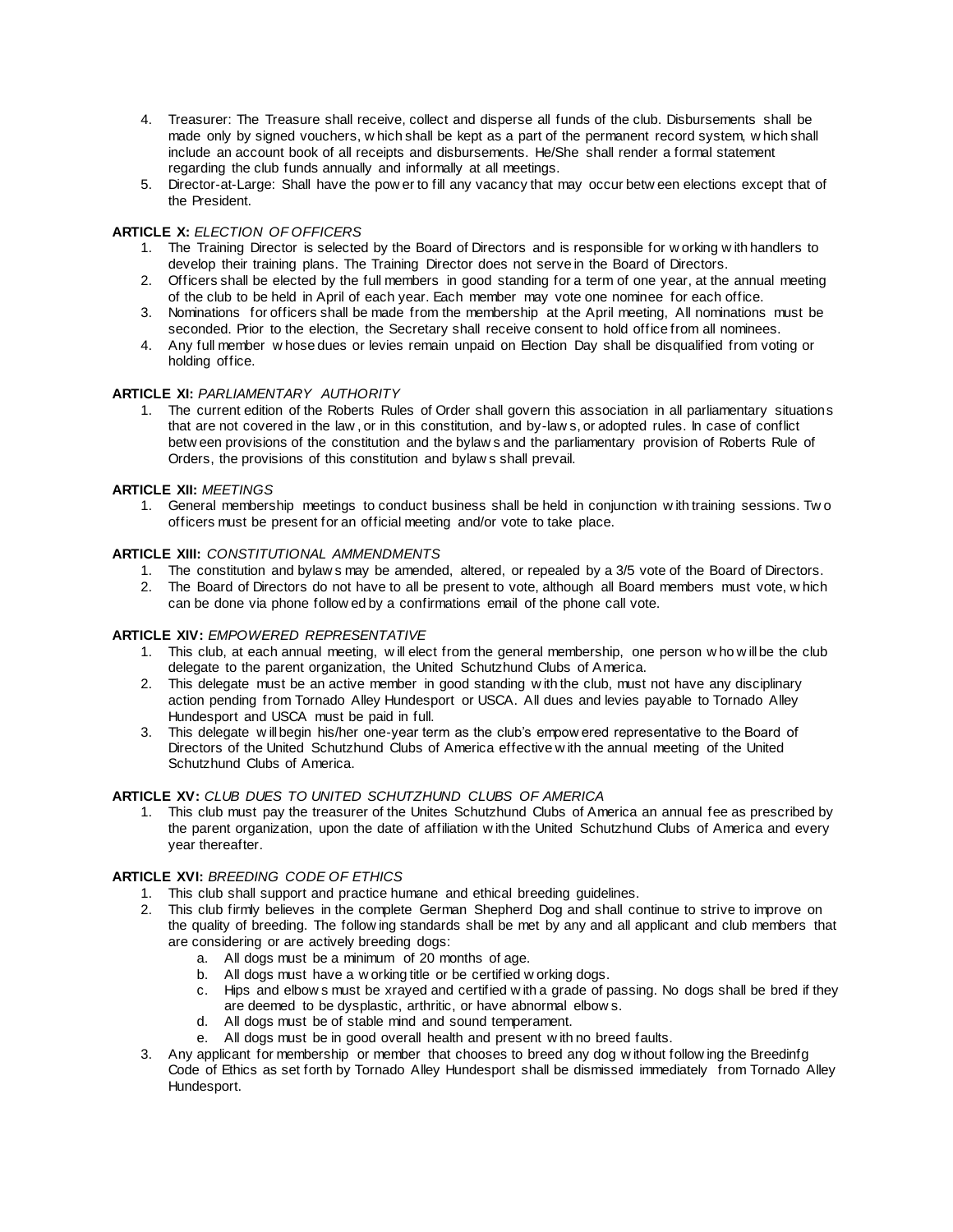4. Treasurer: The Treasure shall receive, collect and disperse all funds of the club. Disbursements shall be made only by signed vouchers, which shall be kept as a part of the permanent record system, which shall include an account book of all receipts and disbursements. He/She shall render a formal statement regarding the club funds annually and informally at all meetings.
5. Director-at-Large: Shall have the power to fill any vacancy that may occur between elections except that of the President.

**ARTICLE X:** *ELECTION OF OFFICERS*

1. The Training Director is selected by the Board of Directors and is responsible for working with handlers to develop their training plans. The Training Director does not serve in the Board of Directors.
2. Officers shall be elected by the full members in good standing for a term of one year, at the annual meeting of the club to be held in April of each year. Each member may vote one nominee for each office.
3. Nominations for officers shall be made from the membership at the April meeting, All nominations must be seconded. Prior to the election, the Secretary shall receive consent to hold office from all nominees.
4. Any full member whose dues or levies remain unpaid on Election Day shall be disqualified from voting or holding office.

**ARTICLE XI:** *PARLIAMENTARY AUTHORITY*

1. The current edition of the Roberts Rules of Order shall govern this association in all parliamentary situations that are not covered in the law, or in this constitution, and by-laws, or adopted rules. In case of conflict between provisions of the constitution and the bylaws and the parliamentary provision of Roberts Rule of Orders, the provisions of this constitution and bylaws shall prevail.

**ARTICLE XII:** *MEETINGS*

1. General membership meetings to conduct business shall be held in conjunction with training sessions. Two officers must be present for an official meeting and/or vote to take place.

**ARTICLE XIII:** *CONSTITUTIONAL AMMENDMENTS*

1. The constitution and bylaws may be amended, altered, or repealed by a 3/5 vote of the Board of Directors.
2. The Board of Directors do not have to all be present to vote, although all Board members must vote, which can be done via phone followed by a confirmations email of the phone call vote.

**ARTICLE XIV:** *EMPOWERED REPRESENTATIVE*

1. This club, at each annual meeting, will elect from the general membership, one person who will be the club delegate to the parent organization, the United Schutzhund Clubs of America.
2. This delegate must be an active member in good standing with the club, must not have any disciplinary action pending from Tornado Alley Hundesport or USCA. All dues and levies payable to Tornado Alley Hundesport and USCA must be paid in full.
3. This delegate will begin his/her one-year term as the club's empowered representative to the Board of Directors of the United Schutzhund Clubs of America effective with the annual meeting of the United Schutzhund Clubs of America.

**ARTICLE XV:** *CLUB DUES TO UNITED SCHUTZHUND CLUBS OF AMERICA*

1. This club must pay the treasurer of the Unites Schutzhund Clubs of America an annual fee as prescribed by the parent organization, upon the date of affiliation with the United Schutzhund Clubs of America and every year thereafter.

**ARTICLE XVI:** *BREEDING CODE OF ETHICS*

1. This club shall support and practice humane and ethical breeding guidelines.
2. This club firmly believes in the complete German Shepherd Dog and shall continue to strive to improve on the quality of breeding. The following standards shall be met by any and all applicant and club members that are considering or are actively breeding dogs:
    a. All dogs must be a minimum of 20 months of age.
    b. All dogs must have a working title or be certified working dogs.
    c. Hips and elbows must be xrayed and certified with a grade of passing. No dogs shall be bred if they are deemed to be dysplastic, arthritic, or have abnormal elbows.
    d. All dogs must be of stable mind and sound temperament.
    e. All dogs must be in good overall health and present with no breed faults.
3. Any applicant for membership or member that chooses to breed any dog without following the Breedinfg Code of Ethics as set forth by Tornado Alley Hundesport shall be dismissed immediately from Tornado Alley Hundesport.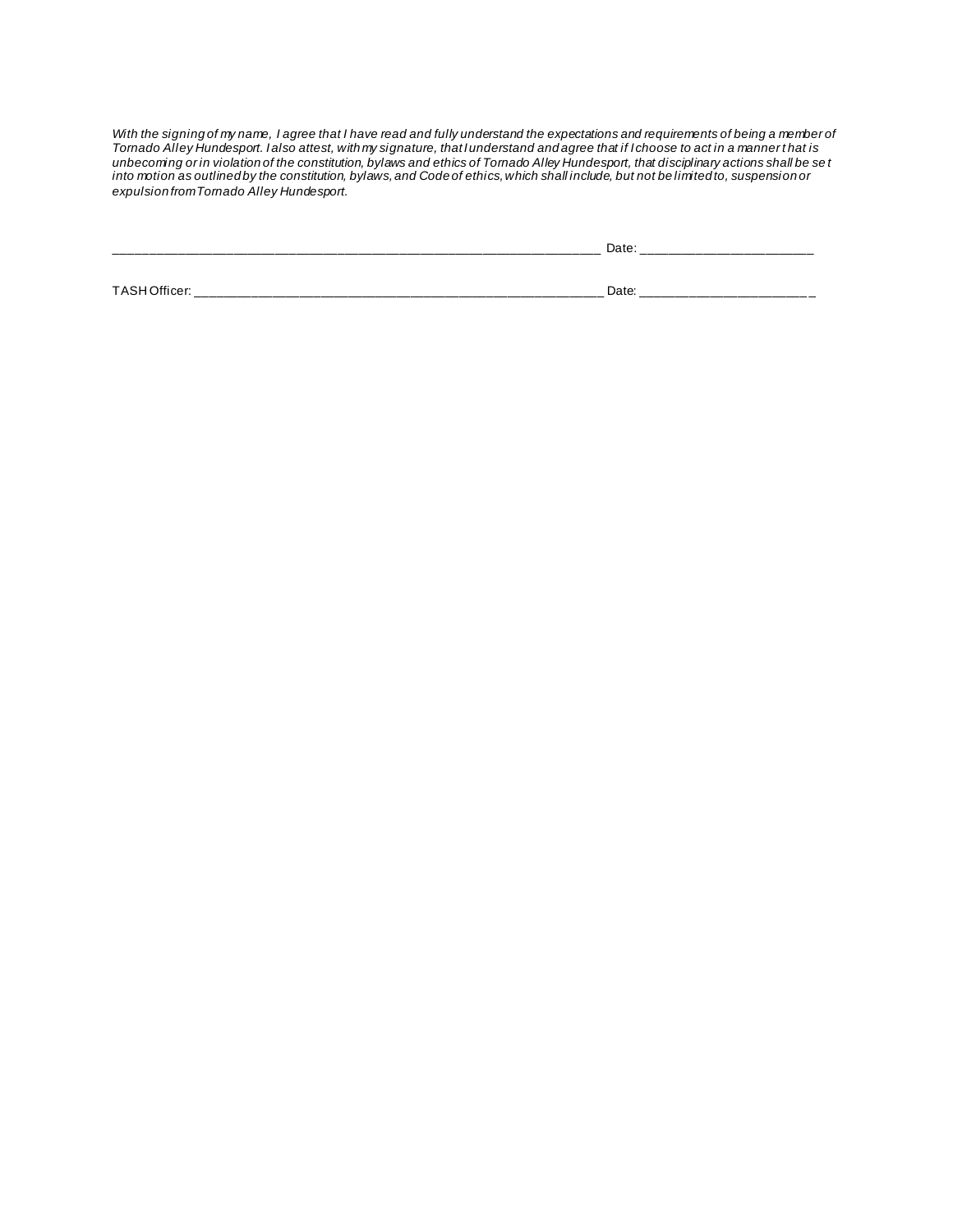*With the signing of my name, I agree that I have read and fully understand the expectations and requirements of being a member of Tornado Alley Hundesport. I also attest, with my signature, that I understand and agree that if I choose to act in a manner that is unbecoming or in violation of the constitution, bylaws and ethics of Tornado Alley Hundesport, that disciplinary actions shall be set into motion as outlined by the constitution, bylaws, and Code of ethics, which shall include, but not be limited to, suspension or expulsion from Tornado Alley Hundesport.*

______________________________________________________________________ Date: _________________________

TASH Officer: __________________________________________________________ Date: _________________________